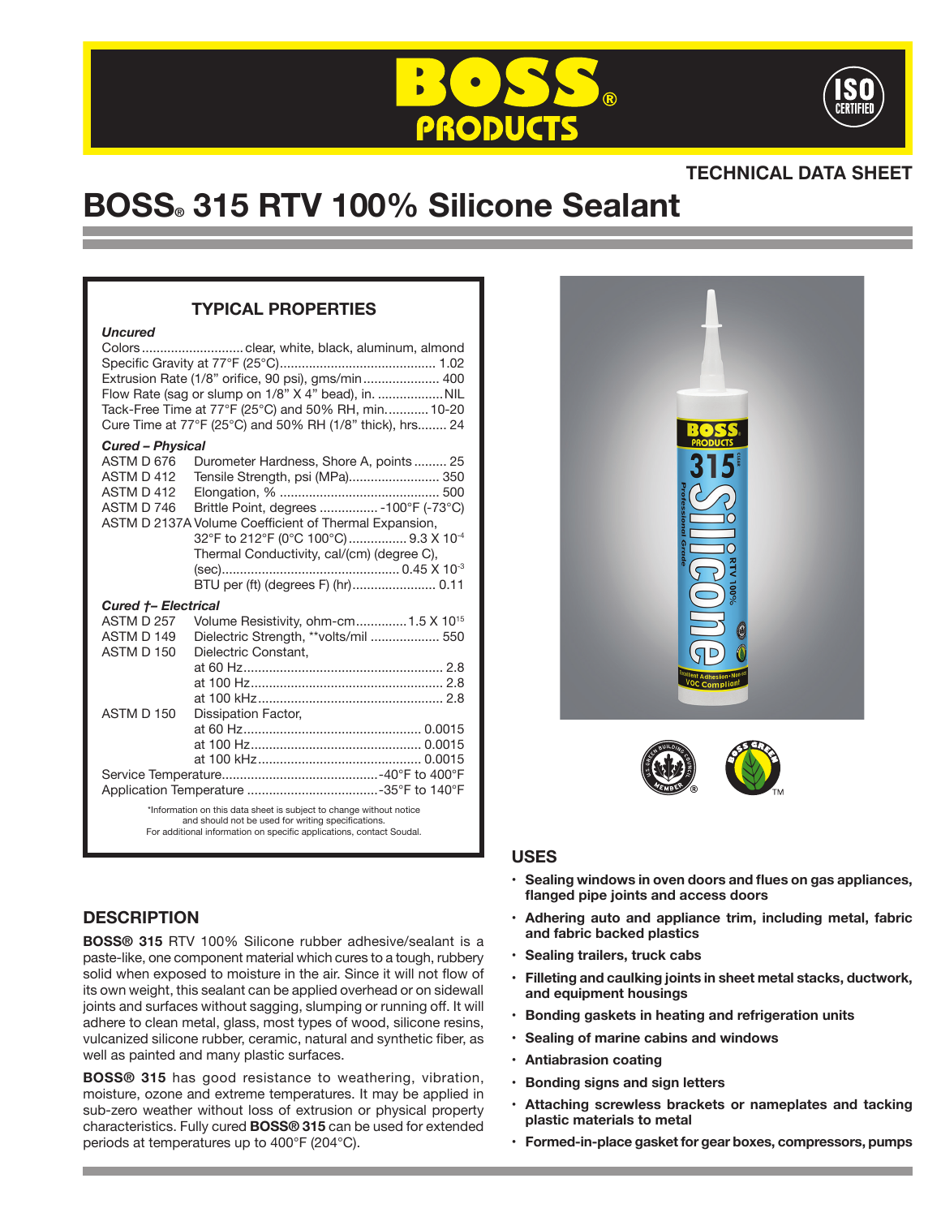# BOSS® 315 RTV 100% Silicone Sealant

TECHNICAL DATA SHEET

## TYPICAL PROPERTIES

***Uncured***

| Property | Value |
|---|---|
| Colors | clear, white, black, aluminum, almond |
| Specific Gravity at 77°F (25°C) | 1.02 |
| Extrusion Rate (1/8" orifice, 90 psi), gms/min | 400 |
| Flow Rate (sag or slump on 1/8" X 4" bead), in. | NIL |
| Tack-Free Time at 77°F (25°C) and 50% RH, min. | 10-20 |
| Cure Time at 77°F (25°C) and 50% RH (1/8" thick), hrs | 24 |

***Cured – Physical***

| Test | Property | Value |
|---|---|---|
| ASTM D 676 | Durometer Hardness, Shore A, points | 25 |
| ASTM D 412 | Tensile Strength, psi (MPa) | 350 |
| ASTM D 412 | Elongation, % | 500 |
| ASTM D 746 | Brittle Point, degrees | -100°F (-73°C) |
| ASTM D 2137A | Volume Coefficient of Thermal Expansion, 32°F to 212°F (0°C 100°C) | $9.3 \times 10^{-4}$ |
| | Thermal Conductivity, cal/(cm) (degree C), (sec) | $0.45 \times 10^{-3}$ |
| | BTU per (ft) (degrees F) (hr) | 0.11 |

***Cured †– Electrical***

| Test | Property | Value |
|---|---|---|
| ASTM D 257 | Volume Resistivity, ohm-cm | $1.5 \times 10^{15}$ |
| ASTM D 149 | Dielectric Strength, **volts/mil | 550 |
| ASTM D 150 | Dielectric Constant, at 60 Hz | 2.8 |
| | at 100 Hz | 2.8 |
| | at 100 kHz | 2.8 |
| ASTM D 150 | Dissipation Factor, at 60 Hz | 0.0015 |
| | at 100 Hz | 0.0015 |
| | at 100 kHz | 0.0015 |

| Property | Value |
|---|---|
| Service Temperature | -40°F to 400°F |
| Application Temperature | -35°F to 140°F |

*Information on this data sheet is subject to change without notice and should not be used for writing specifications. For additional information on specific applications, contact Soudal.

## DESCRIPTION

**BOSS® 315** RTV 100% Silicone rubber adhesive/sealant is a paste-like, one component material which cures to a tough, rubbery solid when exposed to moisture in the air. Since it will not flow of its own weight, this sealant can be applied overhead or on sidewall joints and surfaces without sagging, slumping or running off. It will adhere to clean metal, glass, most types of wood, silicone resins, vulcanized silicone rubber, ceramic, natural and synthetic fiber, as well as painted and many plastic surfaces.

**BOSS® 315** has good resistance to weathering, vibration, moisture, ozone and extreme temperatures. It may be applied in sub-zero weather without loss of extrusion or physical property characteristics. Fully cured **BOSS® 315** can be used for extended periods at temperatures up to 400°F (204°C).

## USES

- **Sealing windows in oven doors and flues on gas appliances, flanged pipe joints and access doors**
- **Adhering auto and appliance trim, including metal, fabric and fabric backed plastics**
- **Sealing trailers, truck cabs**
- **Filleting and caulking joints in sheet metal stacks, ductwork, and equipment housings**
- **Bonding gaskets in heating and refrigeration units**
- **Sealing of marine cabins and windows**
- **Antiabrasion coating**
- **Bonding signs and sign letters**
- **Attaching screwless brackets or nameplates and tacking plastic materials to metal**
- **Formed-in-place gasket for gear boxes, compressors, pumps**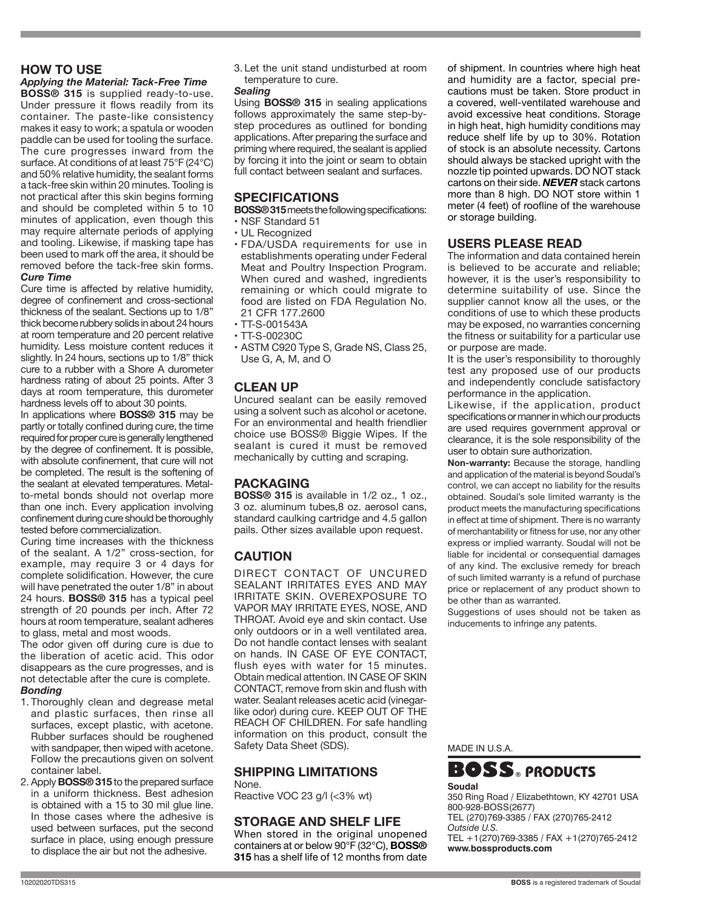## HOW TO USE

### *Applying the Material: Tack-Free Time*

**BOSS® 315** is supplied ready-to-use. Under pressure it flows readily from its container. The paste-like consistency makes it easy to work; a spatula or wooden paddle can be used for tooling the surface. The cure progresses inward from the surface. At conditions of at least 75°F (24°C) and 50% relative humidity, the sealant forms a tack-free skin within 20 minutes. Tooling is not practical after this skin begins forming and should be completed within 5 to 10 minutes of application, even though this may require alternate periods of applying and tooling. Likewise, if masking tape has been used to mark off the area, it should be removed before the tack-free skin forms.

### *Cure Time*

Cure time is affected by relative humidity, degree of confinement and cross-sectional thickness of the sealant. Sections up to 1/8" thick become rubbery solids in about 24 hours at room temperature and 20 percent relative humidity. Less moisture content reduces it slightly. In 24 hours, sections up to 1/8" thick cure to a rubber with a Shore A durometer hardness rating of about 25 points. After 3 days at room temperature, this durometer hardness levels off to about 30 points.

In applications where **BOSS® 315** may be partly or totally confined during cure, the time required for proper cure is generally lengthened by the degree of confinement. It is possible, with absolute confinement, that cure will not be completed. The result is the softening of the sealant at elevated temperatures. Metal-to-metal bonds should not overlap more than one inch. Every application involving confinement during cure should be thoroughly tested before commercialization.

Curing time increases with the thickness of the sealant. A 1/2" cross-section, for example, may require 3 or 4 days for complete solidification. However, the cure will have penetrated the outer 1/8" in about 24 hours. **BOSS® 315** has a typical peel strength of 20 pounds per inch. After 72 hours at room temperature, sealant adheres to glass, metal and most woods.

The odor given off during cure is due to the liberation of acetic acid. This odor disappears as the cure progresses, and is not detectable after the cure is complete.

### *Bonding*

1. Thoroughly clean and degrease metal and plastic surfaces, then rinse all surfaces, except plastic, with acetone. Rubber surfaces should be roughened with sandpaper, then wiped with acetone. Follow the precautions given on solvent container label.
2. Apply **BOSS® 315** to the prepared surface in a uniform thickness. Best adhesion is obtained with a 15 to 30 mil glue line. In those cases where the adhesive is used between surfaces, put the second surface in place, using enough pressure to displace the air but not the adhesive.
3. Let the unit stand undisturbed at room temperature to cure.

### *Sealing*

Using **BOSS® 315** in sealing applications follows approximately the same step-by-step procedures as outlined for bonding applications. After preparing the surface and priming where required, the sealant is applied by forcing it into the joint or seam to obtain full contact between sealant and surfaces.

## SPECIFICATIONS

**BOSS® 315** meets the following specifications:

- NSF Standard 51
- UL Recognized
- FDA/USDA requirements for use in establishments operating under Federal Meat and Poultry Inspection Program. When cured and washed, ingredients remaining or which could migrate to food are listed on FDA Regulation No. 21 CFR 177.2600
- TT-S-001543A
- TT-S-00230C
- ASTM C920 Type S, Grade NS, Class 25, Use G, A, M, and O

## CLEAN UP

Uncured sealant can be easily removed using a solvent such as alcohol or acetone. For an environmental and health friendlier choice use BOSS® Biggie Wipes. If the sealant is cured it must be removed mechanically by cutting and scraping.

## PACKAGING

**BOSS® 315** is available in 1/2 oz., 1 oz., 3 oz. aluminum tubes,8 oz. aerosol cans, standard caulking cartridge and 4.5 gallon pails. Other sizes available upon request.

## CAUTION

DIRECT CONTACT OF UNCURED SEALANT IRRITATES EYES AND MAY IRRITATE SKIN. OVEREXPOSURE TO VAPOR MAY IRRITATE EYES, NOSE, AND THROAT. Avoid eye and skin contact. Use only outdoors or in a well ventilated area. Do not handle contact lenses with sealant on hands. IN CASE OF EYE CONTACT, flush eyes with water for 15 minutes. Obtain medical attention. IN CASE OF SKIN CONTACT, remove from skin and flush with water. Sealant releases acetic acid (vinegar-like odor) during cure. KEEP OUT OF THE REACH OF CHILDREN. For safe handling information on this product, consult the Safety Data Sheet (SDS).

## SHIPPING LIMITATIONS

None.

Reactive VOC 23 g/l (<3% wt)

## STORAGE AND SHELF LIFE

When stored in the original unopened containers at or below 90°F (32°C), **BOSS® 315** has a shelf life of 12 months from date of shipment. In countries where high heat and humidity are a factor, special precautions must be taken. Store product in a covered, well-ventilated warehouse and avoid excessive heat conditions. Storage in high heat, high humidity conditions may reduce shelf life by up to 30%. Rotation of stock is an absolute necessity. Cartons should always be stacked upright with the nozzle tip pointed upwards. DO NOT stack cartons on their side. ***NEVER*** stack cartons more than 8 high. DO NOT store within 1 meter (4 feet) of roofline of the warehouse or storage building.

## USERS PLEASE READ

The information and data contained herein is believed to be accurate and reliable; however, it is the user's responsibility to determine suitability of use. Since the supplier cannot know all the uses, or the conditions of use to which these products may be exposed, no warranties concerning the fitness or suitability for a particular use or purpose are made.

It is the user's responsibility to thoroughly test any proposed use of our products and independently conclude satisfactory performance in the application.

Likewise, if the application, product specifications or manner in which our products are used requires government approval or clearance, it is the sole responsibility of the user to obtain sure authorization.

**Non-warranty:** Because the storage, handling and application of the material is beyond Soudal's control, we can accept no liability for the results obtained. Soudal's sole limited warranty is the product meets the manufacturing specifications in effect at time of shipment. There is no warranty of merchantability or fitness for use, nor any other express or implied warranty. Soudal will not be liable for incidental or consequential damages of any kind. The exclusive remedy for breach of such limited warranty is a refund of purchase price or replacement of any product shown to be other than as warranted.

Suggestions of uses should not be taken as inducements to infringe any patents.

MADE IN U.S.A.

**BOSS® PRODUCTS**

**Soudal**
350 Ring Road / Elizabethtown, KY 42701 USA
800-928-BOSS(2677)
TEL (270)769-3385 / FAX (270)765-2412
*Outside U.S.*
TEL +1(270)769-3385 / FAX +1(270)765-2412
**www.bossproducts.com**

10202020TDS315

**BOSS** is a registered trademark of Soudal